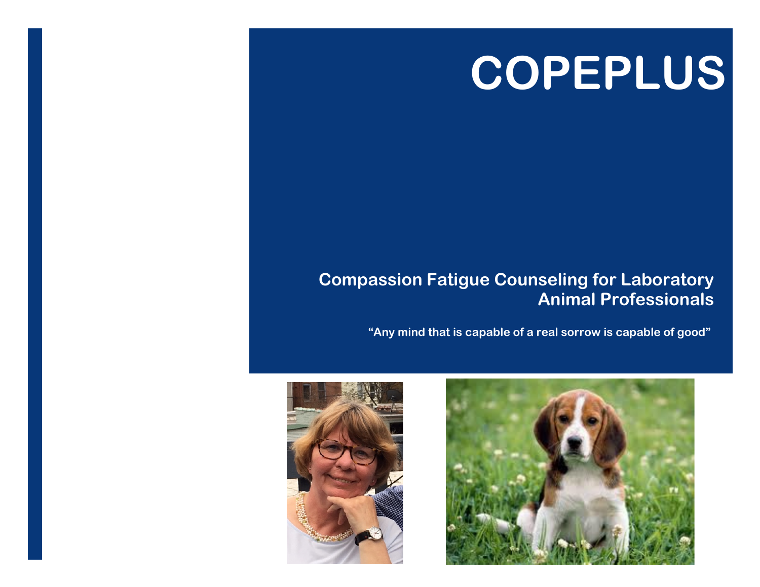# COPEPLUS

**Compassion Fatigue Counseling for Laboratory Animal Professionals**

**"Any mind that is capable of a real sorrow is capable of good"**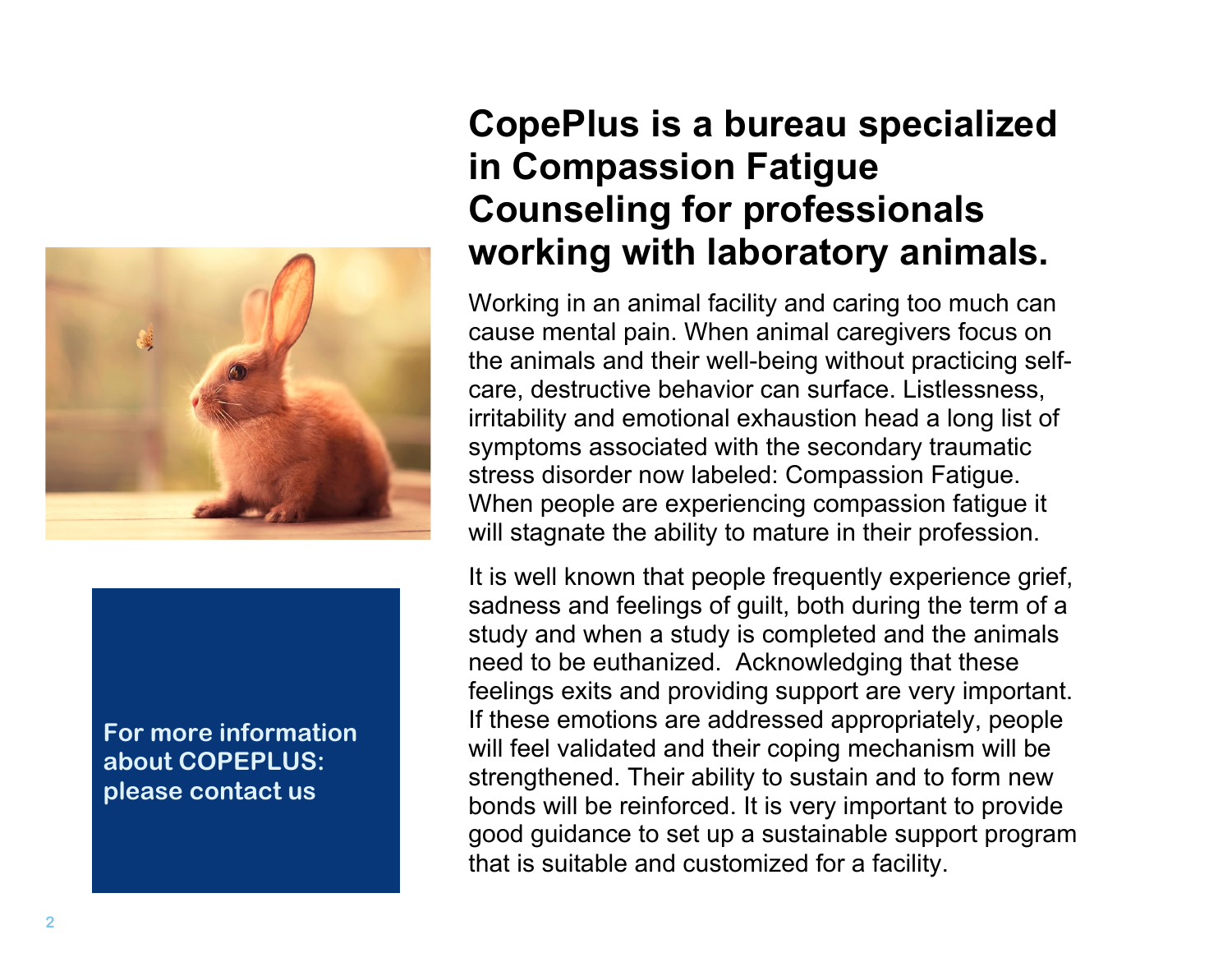# CopePlus is a bureau specialized in Compassion Fatigue Counseling for professionals working with laboratory animals.

Working in an animal facility and caring too much can cause mental pain. When animal caregivers focus on the animals and their well-being without practicing self-care, destructive behavior can surface. Listlessness, irritability and emotional exhaustion head a long list of symptoms associated with the secondary traumatic stress disorder now labeled: Compassion Fatigue. When people are experiencing compassion fatigue it will stagnate the ability to mature in their profession.

It is well known that people frequently experience grief, sadness and feelings of guilt, both during the term of a study and when a study is completed and the animals need to be euthanized. Acknowledging that these feelings exits and providing support are very important. If these emotions are addressed appropriately, people will feel validated and their coping mechanism will be strengthened. Their ability to sustain and to form new bonds will be reinforced. It is very important to provide good guidance to set up a sustainable support program that is suitable and customized for a facility.

**For more information about COPEPLUS: please contact us**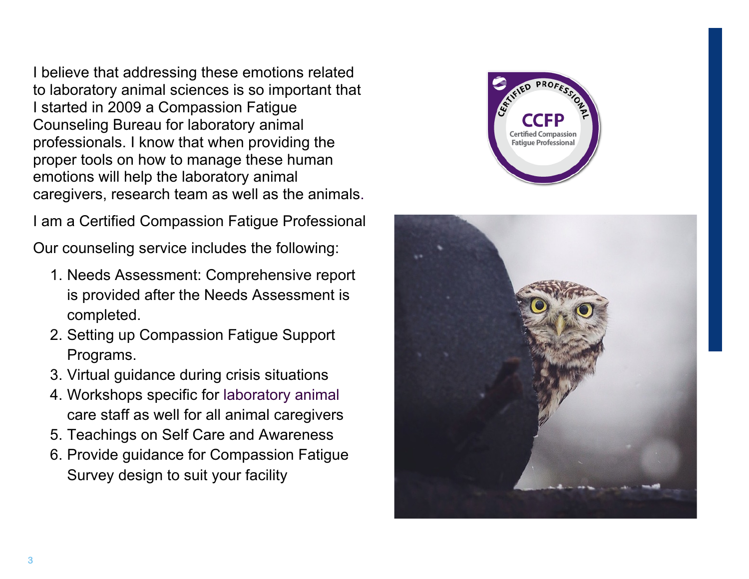I believe that addressing these emotions related to laboratory animal sciences is so important that I started in 2009 a Compassion Fatigue Counseling Bureau for laboratory animal professionals. I know that when providing the proper tools on how to manage these human emotions will help the laboratory animal caregivers, research team as well as the animals.

I am a Certified Compassion Fatigue Professional

Our counseling service includes the following:

1. Needs Assessment: Comprehensive report is provided after the Needs Assessment is completed.
2. Setting up Compassion Fatigue Support Programs.
3. Virtual guidance during crisis situations
4. Workshops specific for laboratory animal care staff as well for all animal caregivers
5. Teachings on Self Care and Awareness
6. Provide guidance for Compassion Fatigue Survey design to suit your facility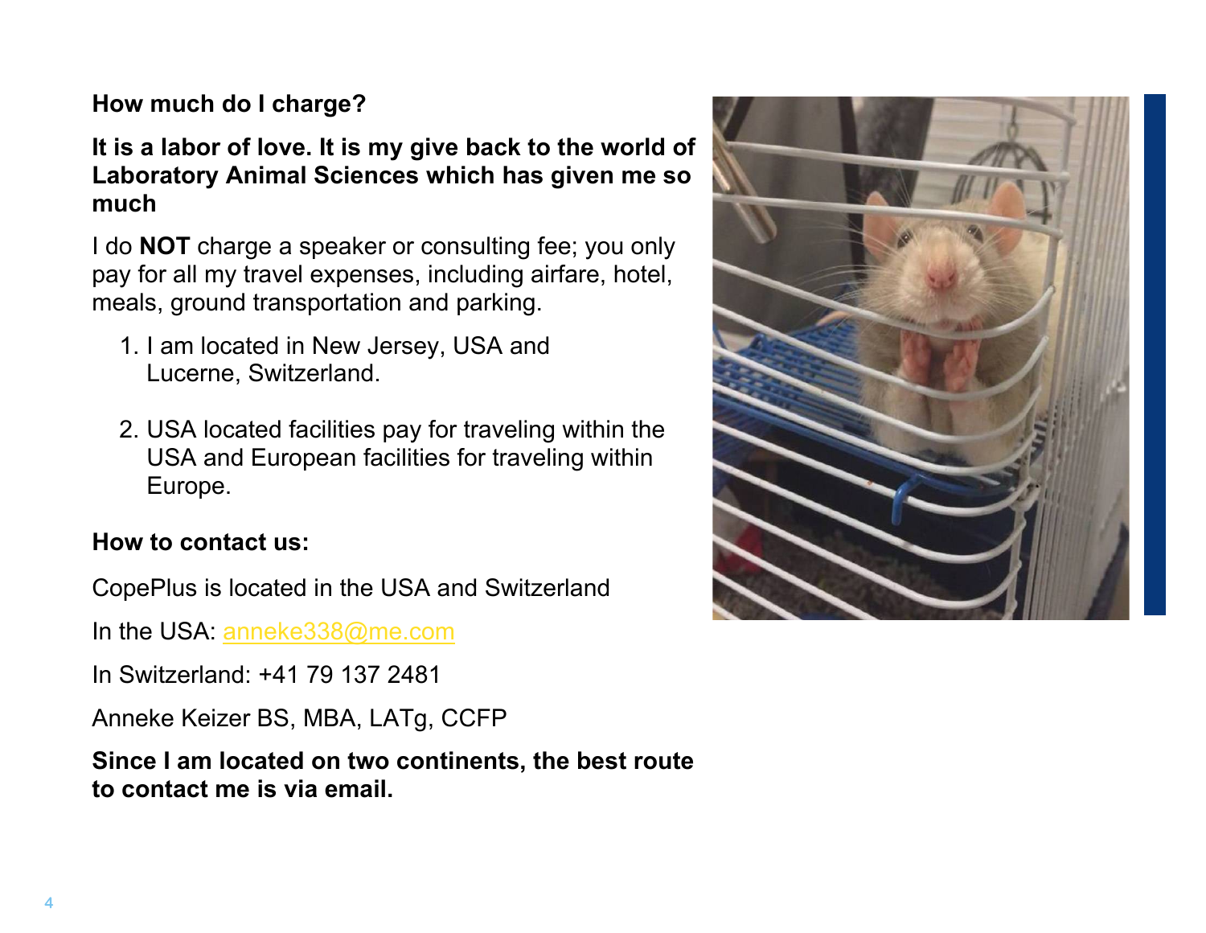**How much do I charge?**

**It is a labor of love. It is my give back to the world of Laboratory Animal Sciences which has given me so much**

I do **NOT** charge a speaker or consulting fee; you only pay for all my travel expenses, including airfare, hotel, meals, ground transportation and parking.

1. I am located in New Jersey, USA and Lucerne, Switzerland.
2. USA located facilities pay for traveling within the USA and European facilities for traveling within Europe.

**How to contact us:**

CopePlus is located in the USA and Switzerland

In the USA: anneke338@me.com

In Switzerland: +41 79 137 2481

Anneke Keizer BS, MBA, LATg, CCFP

**Since I am located on two continents, the best route to contact me is via email.**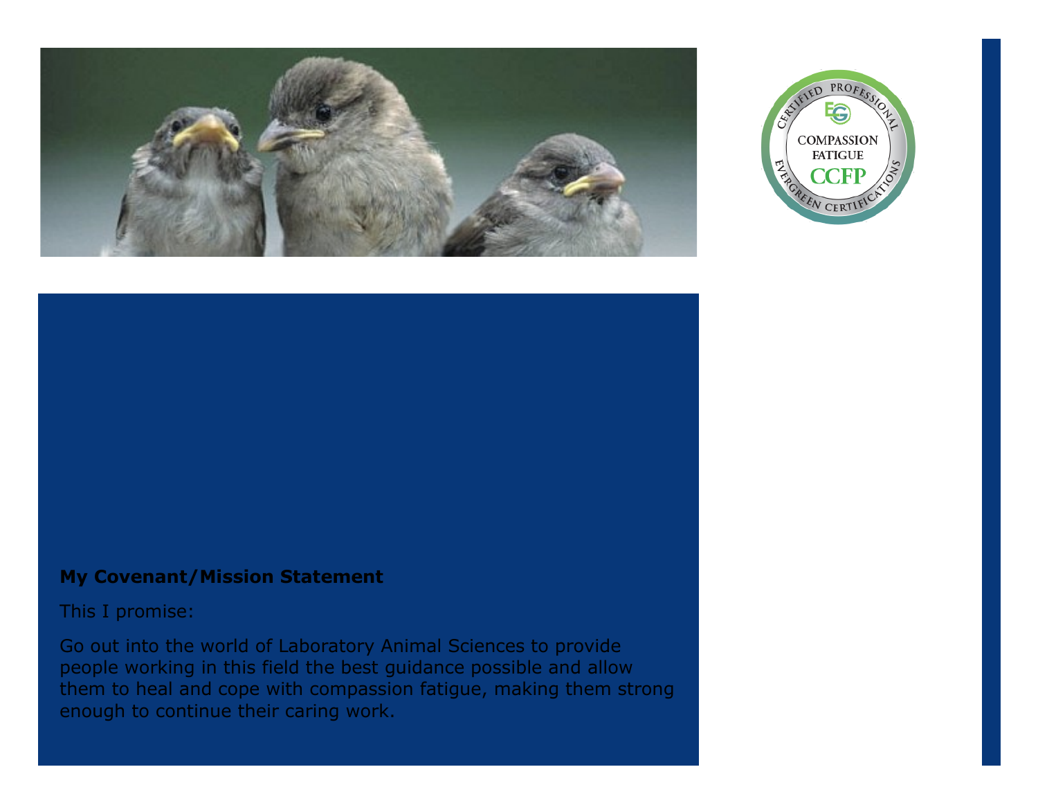**My Covenant/Mission Statement**

This I promise:

Go out into the world of Laboratory Animal Sciences to provide people working in this field the best guidance possible and allow them to heal and cope with compassion fatigue, making them strong enough to continue their caring work.